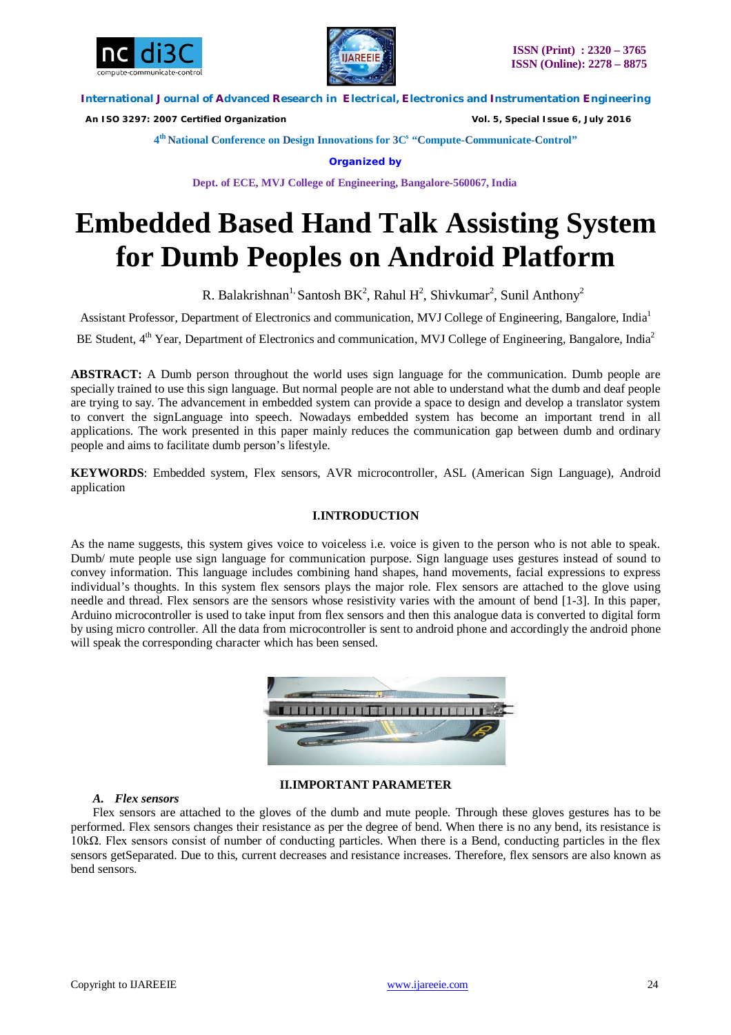# Embedded Based Hand Talk Assisting System for Dumb Peoples on Android Platform

R. Balakrishnan[1], Santosh BK[2], Rahul H[2], Shivkumar[2], Sunil Anthony[2]

Assistant Professor, Department of Electronics and communication, MVJ College of Engineering, Bangalore, India[1]

BE Student, 4th Year, Department of Electronics and communication, MVJ College of Engineering, Bangalore, India[2]

**ABSTRACT:** A Dumb person throughout the world uses sign language for the communication. Dumb people are specially trained to use this sign language. But normal people are not able to understand what the dumb and deaf people are trying to say. The advancement in embedded system can provide a space to design and develop a translator system to convert the signLanguage into speech. Nowadays embedded system has become an important trend in all applications. The work presented in this paper mainly reduces the communication gap between dumb and ordinary people and aims to facilitate dumb person's lifestyle.

**KEYWORDS**: Embedded system, Flex sensors, AVR microcontroller, ASL (American Sign Language), Android application

## I.INTRODUCTION

As the name suggests, this system gives voice to voiceless i.e. voice is given to the person who is not able to speak. Dumb/ mute people use sign language for communication purpose. Sign language uses gestures instead of sound to convey information. This language includes combining hand shapes, hand movements, facial expressions to express individual's thoughts. In this system flex sensors plays the major role. Flex sensors are attached to the glove using needle and thread. Flex sensors are the sensors whose resistivity varies with the amount of bend [1-3]. In this paper, Arduino microcontroller is used to take input from flex sensors and then this analogue data is converted to digital form by using micro controller. All the data from microcontroller is sent to android phone and accordingly the android phone will speak the corresponding character which has been sensed.

## II.IMPORTANT PARAMETER

### *A. Flex sensors*

Flex sensors are attached to the gloves of the dumb and mute people. Through these gloves gestures has to be performed. Flex sensors changes their resistance as per the degree of bend. When there is no any bend, its resistance is 10kΩ. Flex sensors consist of number of conducting particles. When there is a Bend, conducting particles in the flex sensors getSeparated. Due to this, current decreases and resistance increases. Therefore, flex sensors are also known as bend sensors.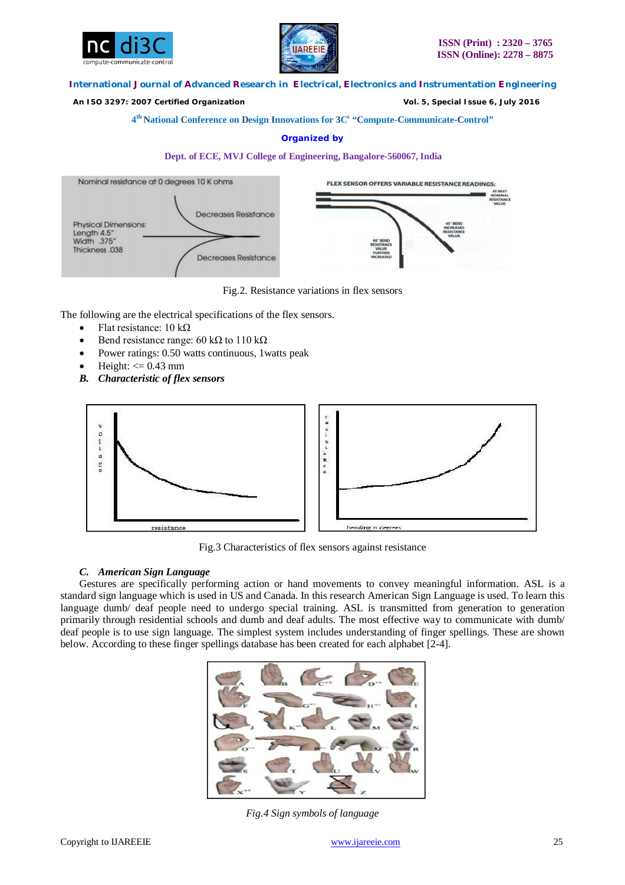Nominal resistance at 0 degrees 10 K ohms

Physical Dimensions:
Length 4.5"
Width .375"
Thickness .038

Decreases Resistance

Decreases Resistance

FLEX SENSOR OFFERS VARIABLE RESISTANCE READINGS:

AT REST NOMINAL RESISTANCE VALUE

45° BEND INCREASED RESISTANCE VALUE

90° BEND RESISTANCE VALUE FURTHER INCREASED

Fig.2. Resistance variations in flex sensors

The following are the electrical specifications of the flex sensors.

- Flat resistance: 10 kΩ
- Bend resistance range: 60 kΩ to 110 kΩ
- Power ratings: 0.50 watts continuous, 1watts peak
- Height: <= 0.43 mm

### *B. Characteristic of flex sensors*

voltage

resistance

resistance

bending in degrees

Fig.3 Characteristics of flex sensors against resistance

### *C. American Sign Language*

Gestures are specifically performing action or hand movements to convey meaningful information. ASL is a standard sign language which is used in US and Canada. In this research American Sign Language is used. To learn this language dumb/ deaf people need to undergo special training. ASL is transmitted from generation to generation primarily through residential schools and dumb and deaf adults. The most effective way to communicate with dumb/ deaf people is to use sign language. The simplest system includes understanding of finger spellings. These are shown below. According to these finger spellings database has been created for each alphabet [2-4].

A B C D E F G H I J K L M N O P Q R S T U V W X Y Z

*Fig.4 Sign symbols of language*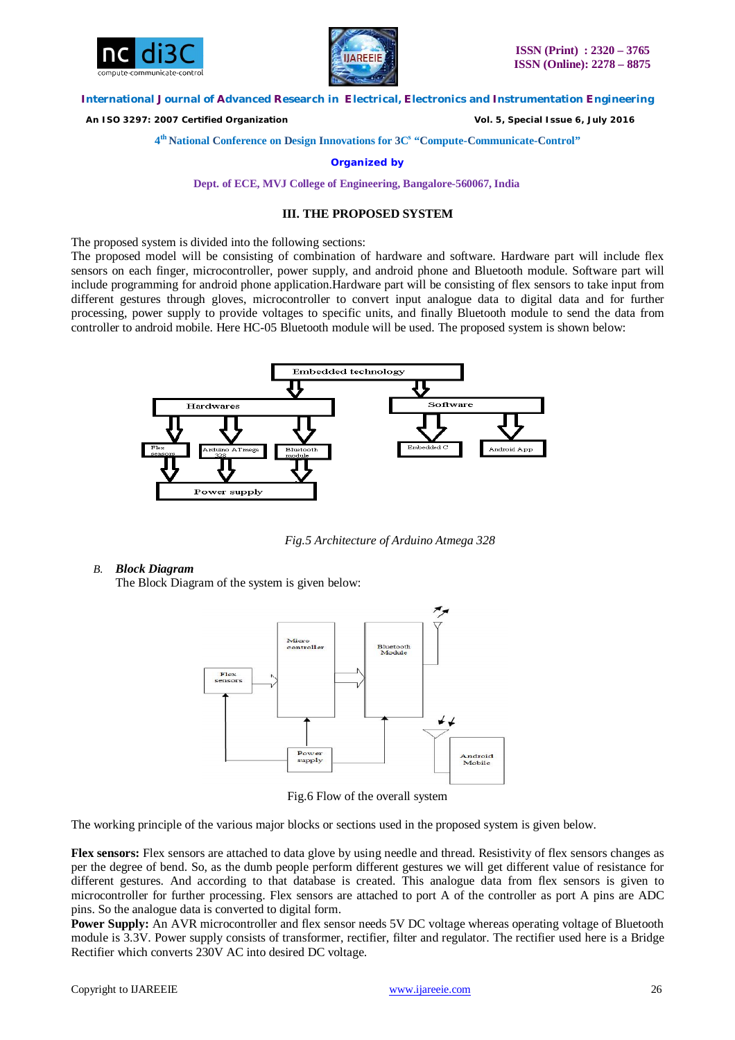## III. THE PROPOSED SYSTEM

The proposed system is divided into the following sections:
The proposed model will be consisting of combination of hardware and software. Hardware part will include flex sensors on each finger, microcontroller, power supply, and android phone and Bluetooth module. Software part will include programming for android phone application.Hardware part will be consisting of flex sensors to take input from different gestures through gloves, microcontroller to convert input analogue data to digital data and for further processing, power supply to provide voltages to specific units, and finally Bluetooth module to send the data from controller to android mobile. Here HC-05 Bluetooth module will be used. The proposed system is shown below:

Embedded technology

Hardwares

Software

Flex sensors

Arduino ATmega 328

Bluetooth module

Embedded C

Android App

Power supply

*Fig.5 Architecture of Arduino Atmega 328*

### *B. Block Diagram*

The Block Diagram of the system is given below:

Micro controller

Bluetooth Module

Flex sensors

Power supply

Android Mobile

Fig.6 Flow of the overall system

The working principle of the various major blocks or sections used in the proposed system is given below.

**Flex sensors:** Flex sensors are attached to data glove by using needle and thread. Resistivity of flex sensors changes as per the degree of bend. So, as the dumb people perform different gestures we will get different value of resistance for different gestures. And according to that database is created. This analogue data from flex sensors is given to microcontroller for further processing. Flex sensors are attached to port A of the controller as port A pins are ADC pins. So the analogue data is converted to digital form.

**Power Supply:** An AVR microcontroller and flex sensor needs 5V DC voltage whereas operating voltage of Bluetooth module is 3.3V. Power supply consists of transformer, rectifier, filter and regulator. The rectifier used here is a Bridge Rectifier which converts 230V AC into desired DC voltage.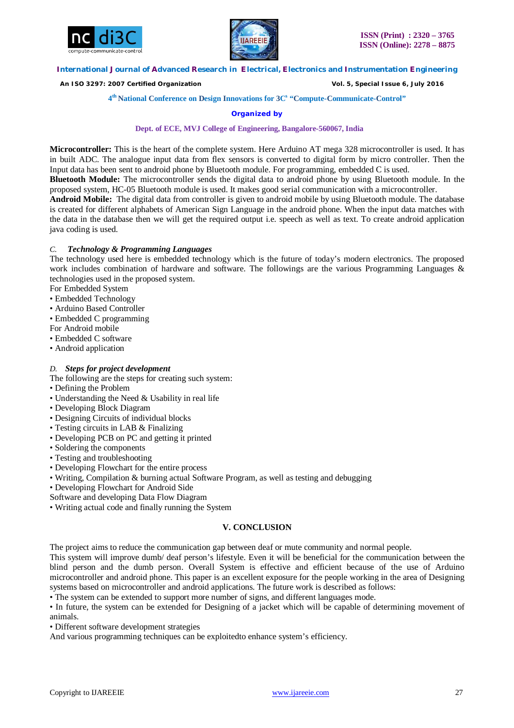**Microcontroller:** This is the heart of the complete system. Here Arduino AT mega 328 microcontroller is used. It has in built ADC. The analogue input data from flex sensors is converted to digital form by micro controller. Then the Input data has been sent to android phone by Bluetooth module. For programming, embedded C is used.

**Bluetooth Module:** The microcontroller sends the digital data to android phone by using Bluetooth module. In the proposed system, HC-05 Bluetooth module is used. It makes good serial communication with a microcontroller.

**Android Mobile:** The digital data from controller is given to android mobile by using Bluetooth module. The database is created for different alphabets of American Sign Language in the android phone. When the input data matches with the data in the database then we will get the required output i.e. speech as well as text. To create android application java coding is used.

### *C. Technology & Programming Languages*

The technology used here is embedded technology which is the future of today's modern electronics. The proposed work includes combination of hardware and software. The followings are the various Programming Languages & technologies used in the proposed system.

For Embedded System

- Embedded Technology
- Arduino Based Controller
- Embedded C programming

For Android mobile

- Embedded C software
- Android application

### *D. Steps for project development*

The following are the steps for creating such system:

- Defining the Problem
- Understanding the Need & Usability in real life
- Developing Block Diagram
- Designing Circuits of individual blocks
- Testing circuits in LAB & Finalizing
- Developing PCB on PC and getting it printed
- Soldering the components
- Testing and troubleshooting
- Developing Flowchart for the entire process
- Writing, Compilation & burning actual Software Program, as well as testing and debugging
- Developing Flowchart for Android Side

Software and developing Data Flow Diagram

- Writing actual code and finally running the System

## V. CONCLUSION

The project aims to reduce the communication gap between deaf or mute community and normal people.

This system will improve dumb/ deaf person's lifestyle. Even it will be beneficial for the communication between the blind person and the dumb person. Overall System is effective and efficient because of the use of Arduino microcontroller and android phone. This paper is an excellent exposure for the people working in the area of Designing systems based on microcontroller and android applications. The future work is described as follows:

- The system can be extended to support more number of signs, and different languages mode.
- In future, the system can be extended for Designing of a jacket which will be capable of determining movement of animals.
- Different software development strategies

And various programming techniques can be exploitedto enhance system's efficiency.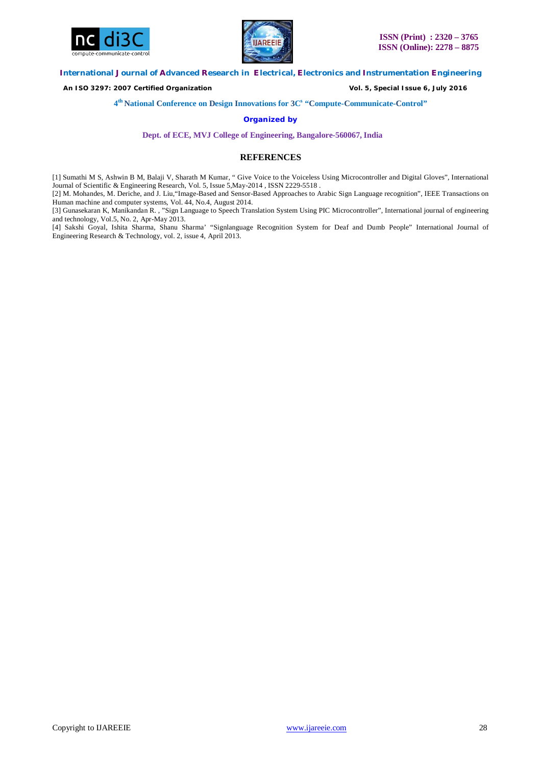## REFERENCES

[1] Sumathi M S, Ashwin B M, Balaji V, Sharath M Kumar, " Give Voice to the Voiceless Using Microcontroller and Digital Gloves", International Journal of Scientific & Engineering Research, Vol. 5, Issue 5,May-2014 , ISSN 2229-5518 .

[2] M. Mohandes, M. Deriche, and J. Liu,"Image-Based and Sensor-Based Approaches to Arabic Sign Language recognition", IEEE Transactions on Human machine and computer systems, Vol. 44, No.4, August 2014.

[3] Gunasekaran K, Manikandan R. , "Sign Language to Speech Translation System Using PIC Microcontroller", International journal of engineering and technology, Vol.5, No. 2, Apr-May 2013.

[4] Sakshi Goyal, Ishita Sharma, Shanu Sharma' "Signlanguage Recognition System for Deaf and Dumb People" International Journal of Engineering Research & Technology, vol. 2, issue 4, April 2013.